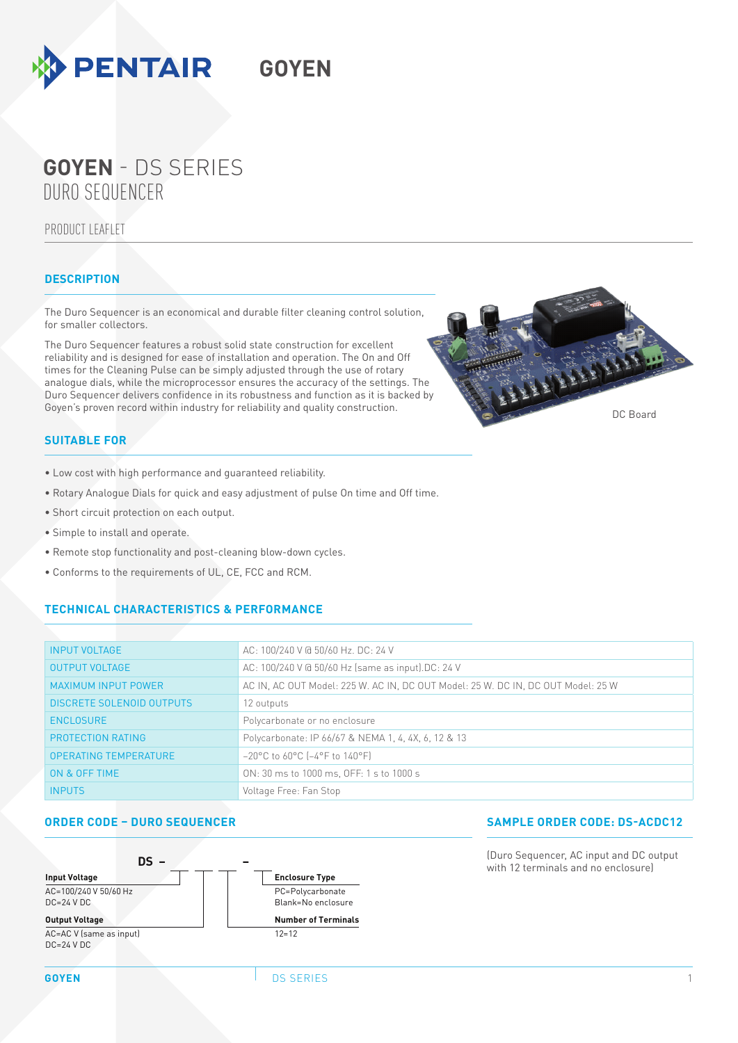PENTAIR GOYEN

# GOYEN - DS SERIES
## DURO SEQUENCER

PRODUCT LEAFLET

### DESCRIPTION

The Duro Sequencer is an economical and durable filter cleaning control solution, for smaller collectors.

The Duro Sequencer features a robust solid state construction for excellent reliability and is designed for ease of installation and operation. The On and Off times for the Cleaning Pulse can be simply adjusted through the use of rotary analogue dials, while the microprocessor ensures the accuracy of the settings. The Duro Sequencer delivers confidence in its robustness and function as it is backed by Goyen's proven record within industry for reliability and quality construction.

DC Board

### SUITABLE FOR

- Low cost with high performance and guaranteed reliability.
- Rotary Analogue Dials for quick and easy adjustment of pulse On time and Off time.
- Short circuit protection on each output.
- Simple to install and operate.
- Remote stop functionality and post-cleaning blow-down cycles.
- Conforms to the requirements of UL, CE, FCC and RCM.

### TECHNICAL CHARACTERISTICS & PERFORMANCE

| | |
|---|---|
| INPUT VOLTAGE | AC: 100/240 V @ 50/60 Hz. DC: 24 V |
| OUTPUT VOLTAGE | AC: 100/240 V @ 50/60 Hz (same as input).DC: 24 V |
| MAXIMUM INPUT POWER | AC IN, AC OUT Model: 225 W. AC IN, DC OUT Model: 25 W. DC IN, DC OUT Model: 25 W |
| DISCRETE SOLENOID OUTPUTS | 12 outputs |
| ENCLOSURE | Polycarbonate or no enclosure |
| PROTECTION RATING | Polycarbonate: IP 66/67 & NEMA 1, 4, 4X, 6, 12 & 13 |
| OPERATING TEMPERATURE | -20°C to 60°C (-4°F to 140°F) |
| ON & OFF TIME | ON: 30 ms to 1000 ms, OFF: 1 s to 1000 s |
| INPUTS | Voltage Free: Fan Stop |

### ORDER CODE – DURO SEQUENCER

DS – \_\_ \_\_ \_\_ – \_\_

**Input Voltage**
AC=100/240 V 50/60 Hz
DC=24 V DC

**Output Voltage**
AC=AC V (same as input)
DC=24 V DC

**Number of Terminals**
12=12

**Enclosure Type**
PC=Polycarbonate
Blank=No enclosure

### SAMPLE ORDER CODE: DS-ACDC12

(Duro Sequencer, AC input and DC output with 12 terminals and no enclosure)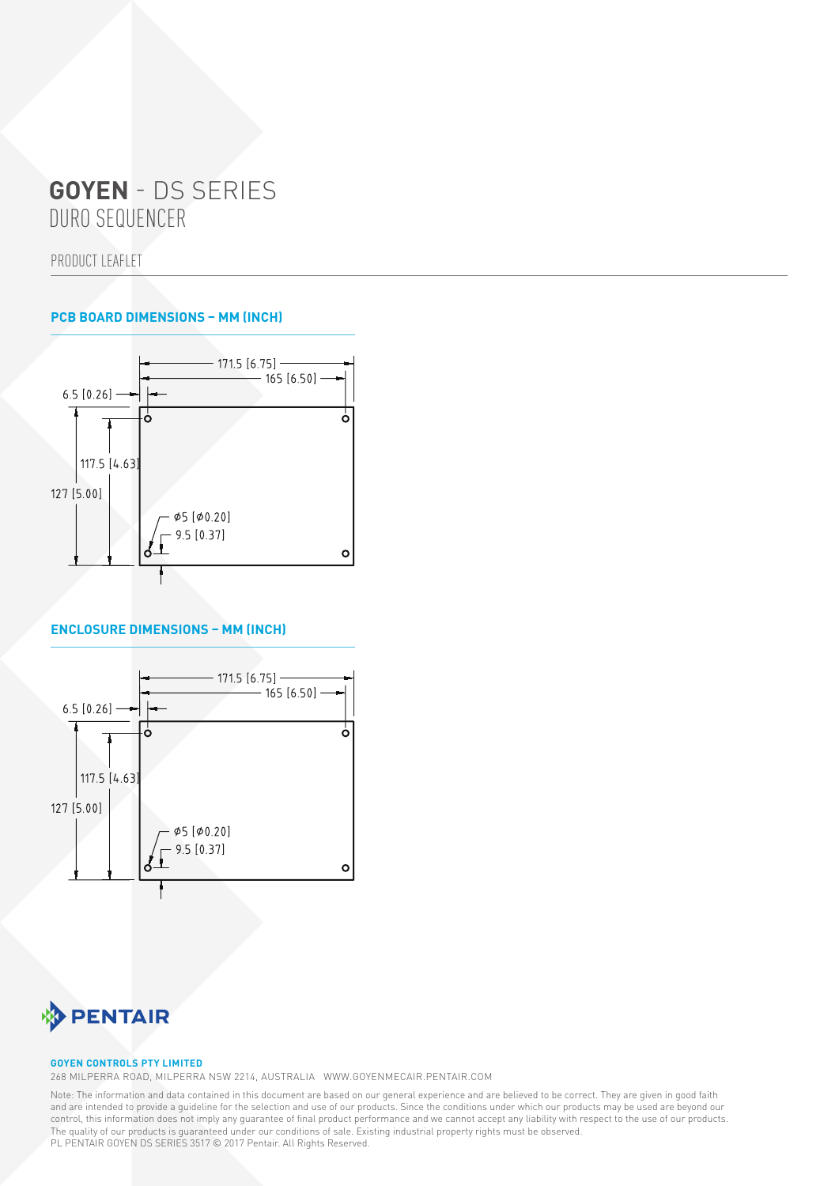# **GOYEN** - DS SERIES
DURO SEQUENCER

PRODUCT LEAFLET

## PCB BOARD DIMENSIONS – MM (INCH)

171.5 [6.75]
165 [6.50]
6.5 [0.26]
117.5 [4.63]
127 [5.00]
ø5 [ø0.20]
9.5 [0.37]

## ENCLOSURE DIMENSIONS – MM (INCH)

171.5 [6.75]
165 [6.50]
6.5 [0.26]
117.5 [4.63]
127 [5.00]
ø5 [ø0.20]
9.5 [0.37]

PENTAIR

**GOYEN CONTROLS PTY LIMITED**

268 MILPERRA ROAD, MILPERRA NSW 2214, AUSTRALIA WWW.GOYENMECAIR.PENTAIR.COM

Note: The information and data contained in this document are based on our general experience and are believed to be correct. They are given in good faith and are intended to provide a guideline for the selection and use of our products. Since the conditions under which our products may be used are beyond our control, this information does not imply any guarantee of final product performance and we cannot accept any liability with respect to the use of our products. The quality of our products is guaranteed under our conditions of sale. Existing industrial property rights must be observed.

PL PENTAIR GOYEN DS SERIES 3517 © 2017 Pentair. All Rights Reserved.